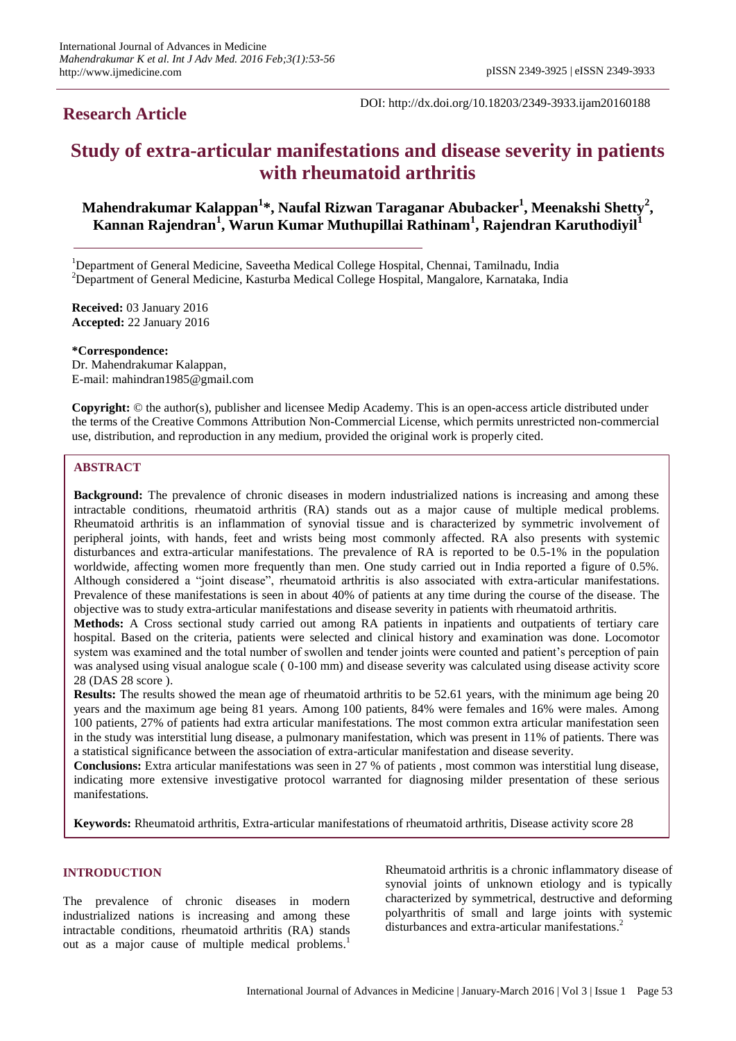## Research Article

DOI: http://dx.doi.org/10.18203/2349-3933.ijam20160188

# Study of extra-articular manifestations and disease severity in patients with rheumatoid arthritis

**Mahendrakumar Kalappan[1]*, Naufal Rizwan Taraganar Abubacker[1], Meenakshi Shetty[2], Kannan Rajendran[1], Warun Kumar Muthupillai Rathinam[1], Rajendran Karuthodiyil[1]**

[1]Department of General Medicine, Saveetha Medical College Hospital, Chennai, Tamilnadu, India
[2]Department of General Medicine, Kasturba Medical College Hospital, Mangalore, Karnataka, India

**Received:** 03 January 2016
**Accepted:** 22 January 2016

**\*Correspondence:**
Dr. Mahendrakumar Kalappan,
E-mail: mahindran1985@gmail.com

**Copyright:** © the author(s), publisher and licensee Medip Academy. This is an open-access article distributed under the terms of the Creative Commons Attribution Non-Commercial License, which permits unrestricted non-commercial use, distribution, and reproduction in any medium, provided the original work is properly cited.

## ABSTRACT

**Background:** The prevalence of chronic diseases in modern industrialized nations is increasing and among these intractable conditions, rheumatoid arthritis (RA) stands out as a major cause of multiple medical problems. Rheumatoid arthritis is an inflammation of synovial tissue and is characterized by symmetric involvement of peripheral joints, with hands, feet and wrists being most commonly affected. RA also presents with systemic disturbances and extra-articular manifestations. The prevalence of RA is reported to be 0.5-1% in the population worldwide, affecting women more frequently than men. One study carried out in India reported a figure of 0.5%. Although considered a "joint disease", rheumatoid arthritis is also associated with extra-articular manifestations. Prevalence of these manifestations is seen in about 40% of patients at any time during the course of the disease. The objective was to study extra-articular manifestations and disease severity in patients with rheumatoid arthritis.

**Methods:** A Cross sectional study carried out among RA patients in inpatients and outpatients of tertiary care hospital. Based on the criteria, patients were selected and clinical history and examination was done. Locomotor system was examined and the total number of swollen and tender joints were counted and patient's perception of pain was analysed using visual analogue scale ( 0-100 mm) and disease severity was calculated using disease activity score 28 (DAS 28 score ).

**Results:** The results showed the mean age of rheumatoid arthritis to be 52.61 years, with the minimum age being 20 years and the maximum age being 81 years. Among 100 patients, 84% were females and 16% were males. Among 100 patients, 27% of patients had extra articular manifestations. The most common extra articular manifestation seen in the study was interstitial lung disease, a pulmonary manifestation, which was present in 11% of patients. There was a statistical significance between the association of extra-articular manifestation and disease severity.

**Conclusions:** Extra articular manifestations was seen in 27 % of patients , most common was interstitial lung disease, indicating more extensive investigative protocol warranted for diagnosing milder presentation of these serious manifestations.

**Keywords:** Rheumatoid arthritis, Extra-articular manifestations of rheumatoid arthritis, Disease activity score 28

## INTRODUCTION

The prevalence of chronic diseases in modern industrialized nations is increasing and among these intractable conditions, rheumatoid arthritis (RA) stands out as a major cause of multiple medical problems.[1]

Rheumatoid arthritis is a chronic inflammatory disease of synovial joints of unknown etiology and is typically characterized by symmetrical, destructive and deforming polyarthritis of small and large joints with systemic disturbances and extra-articular manifestations.[2]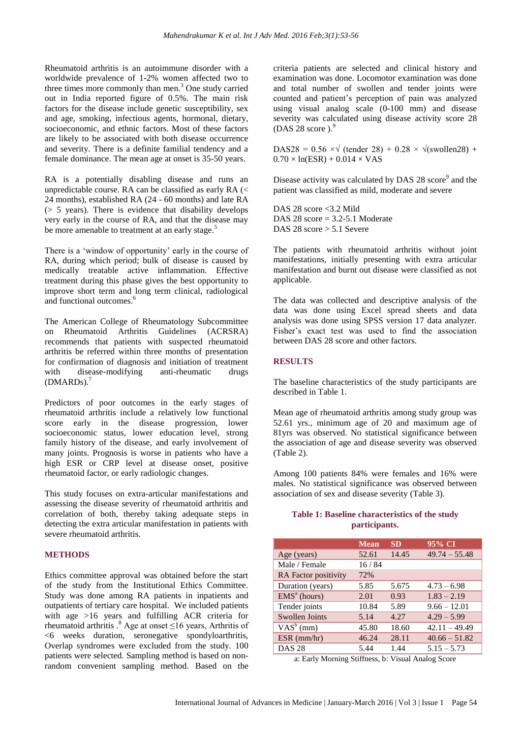Rheumatoid arthritis is an autoimmune disorder with a worldwide prevalence of 1-2% women affected two to three times more commonly than men.[3] One study carried out in India reported figure of 0.5%. The main risk factors for the disease include genetic susceptibility, sex and age, smoking, infectious agents, hormonal, dietary, socioeconomic, and ethnic factors. Most of these factors are likely to be associated with both disease occurrence and severity. There is a definite familial tendency and a female dominance. The mean age at onset is 35-50 years.

RA is a potentially disabling disease and runs an unpredictable course. RA can be classified as early RA (< 24 months), established RA (24 - 60 months) and late RA (> 5 years). There is evidence that disability develops very early in the course of RA, and that the disease may be more amenable to treatment at an early stage.[5]

There is a 'window of opportunity' early in the course of RA, during which period; bulk of disease is caused by medically treatable active inflammation. Effective treatment during this phase gives the best opportunity to improve short term and long term clinical, radiological and functional outcomes.[6]

The American College of Rheumatology Subcommittee on Rheumatoid Arthritis Guidelines (ACRSRA) recommends that patients with suspected rheumatoid arthritis be referred within three months of presentation for confirmation of diagnosis and initiation of treatment with disease-modifying anti-rheumatic drugs (DMARDs).[7]

Predictors of poor outcomes in the early stages of rheumatoid arthritis include a relatively low functional score early in the disease progression, lower socioeconomic status, lower education level, strong family history of the disease, and early involvement of many joints. Prognosis is worse in patients who have a high ESR or CRP level at disease onset, positive rheumatoid factor, or early radiologic changes.

This study focuses on extra-articular manifestations and assessing the disease severity of rheumatoid arthritis and correlation of both, thereby taking adequate steps in detecting the extra articular manifestation in patients with severe rheumatoid arthritis.

## METHODS

Ethics committee approval was obtained before the start of the study from the Institutional Ethics Committee. Study was done among RA patients in inpatients and outpatients of tertiary care hospital. We included patients with age >16 years and fulfilling ACR criteria for rheumatoid arthritis .[8] Age at onset ≤16 years, Arthritis of <6 weeks duration, seronegative spondyloarthritis, Overlap syndromes were excluded from the study. 100 patients were selected. Sampling method is based on non-random convenient sampling method. Based on the criteria patients are selected and clinical history and examination was done. Locomotor examination was done and total number of swollen and tender joints were counted and patient's perception of pain was analyzed using visual analog scale (0-100 mm) and disease severity was calculated using disease activity score 28 (DAS 28 score ).[9]

$$DAS28 = 0.56 \times \sqrt{(\text{tender } 28)} + 0.28 \times \sqrt{(\text{swollen}28)} + 0.70 \times \ln(ESR) + 0.014 \times VAS$$

Disease activity was calculated by DAS 28 score[9] and the patient was classified as mild, moderate and severe

DAS 28 score <3.2 Mild
DAS 28 score = 3.2-5.1 Moderate
DAS 28 score > 5.1 Severe

The patients with rheumatoid arthritis without joint manifestations, initially presenting with extra articular manifestation and burnt out disease were classified as not applicable.

The data was collected and descriptive analysis of the data was done using Excel spread sheets and data analysis was done using SPSS version 17 data analyzer. Fisher's exact test was used to find the association between DAS 28 score and other factors.

## RESULTS

The baseline characteristics of the study participants are described in Table 1.

Mean age of rheumatoid arthritis among study group was 52.61 yrs., minimum age of 20 and maximum age of 81yrs was observed. No statistical significance between the association of age and disease severity was observed (Table 2).

Among 100 patients 84% were females and 16% were males. No statistical significance was observed between association of sex and disease severity (Table 3).

**Table 1: Baseline characteristics of the study participants.**

| | Mean | SD | 95% CI |
|---|---|---|---|
| Age (years) | 52.61 | 14.45 | 49.74 – 55.48 |
| Male / Female | 16 / 84 | | |
| RA Factor positivity | 72% | | |
| Duration (years) | 5.85 | 5.675 | 4.73 – 6.98 |
| EMS[a] (hours) | 2.01 | 0.93 | 1.83 – 2.19 |
| Tender joints | 10.84 | 5.89 | 9.66 – 12.01 |
| Swollen Joints | 5.14 | 4.27 | 4.29 – 5.99 |
| VAS[b] (mm) | 45.80 | 18.60 | 42.11 – 49.49 |
| ESR (mm/hr) | 46.24 | 28.11 | 40.66 – 51.82 |
| DAS 28 | 5.44 | 1.44 | 5.15 – 5.73 |

a: Early Morning Stiffness, b: Visual Analog Score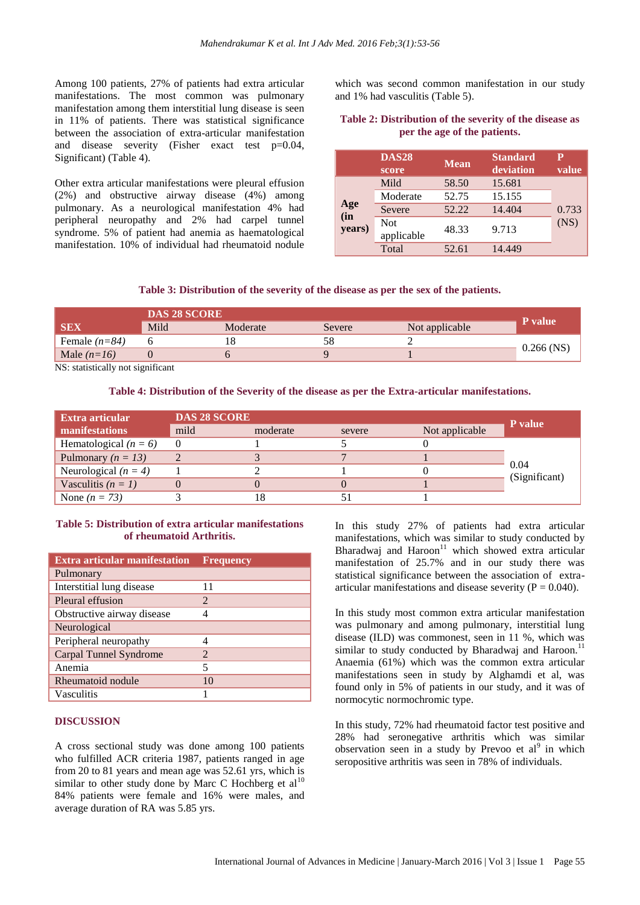Among 100 patients, 27% of patients had extra articular manifestations. The most common was pulmonary manifestation among them interstitial lung disease is seen in 11% of patients. There was statistical significance between the association of extra-articular manifestation and disease severity (Fisher exact test p=0.04, Significant) (Table 4).

Other extra articular manifestations were pleural effusion (2%) and obstructive airway disease (4%) among pulmonary. As a neurological manifestation 4% had peripheral neuropathy and 2% had carpel tunnel syndrome. 5% of patient had anemia as haematological manifestation. 10% of individual had rheumatoid nodule which was second common manifestation in our study and 1% had vasculitis (Table 5).

**Table 2: Distribution of the severity of the disease as per the age of the patients.**

| | DAS28 score | Mean | Standard deviation | P value |
|---|---|---|---|---|
| Age (in years) | Mild | 58.50 | 15.681 | 0.733 (NS) |
| | Moderate | 52.75 | 15.155 | |
| | Severe | 52.22 | 14.404 | |
| | Not applicable | 48.33 | 9.713 | |
| | Total | 52.61 | 14.449 | |

**Table 3: Distribution of the severity of the disease as per the sex of the patients.**

| SEX | DAS 28 SCORE | | | | P value |
|---|---|---|---|---|---|
| | Mild | Moderate | Severe | Not applicable | |
| Female *(n=84)* | 6 | 18 | 58 | 2 | 0.266 (NS) |
| Male *(n=16)* | 0 | 6 | 9 | 1 | |

NS: statistically not significant

**Table 4: Distribution of the Severity of the disease as per the Extra-articular manifestations.**

| Extra articular manifestations | DAS 28 SCORE | | | | P value |
|---|---|---|---|---|---|
| | mild | moderate | severe | Not applicable | |
| Hematological *(n = 6)* | 0 | 1 | 5 | 0 | 0.04 (Significant) |
| Pulmonary *(n = 13)* | 2 | 3 | 7 | 1 | |
| Neurological *(n = 4)* | 1 | 2 | 1 | 0 | |
| Vasculitis *(n = 1)* | 0 | 0 | 0 | 1 | |
| None *(n = 73)* | 3 | 18 | 51 | 1 | |

**Table 5: Distribution of extra articular manifestations of rheumatoid Arthritis.**

| Extra articular manifestation | Frequency |
|---|---|
| Pulmonary | |
| Interstitial lung disease | 11 |
| Pleural effusion | 2 |
| Obstructive airway disease | 4 |
| Neurological | |
| Peripheral neuropathy | 4 |
| Carpal Tunnel Syndrome | 2 |
| Anemia | 5 |
| Rheumatoid nodule | 10 |
| Vasculitis | 1 |

## DISCUSSION

A cross sectional study was done among 100 patients who fulfilled ACR criteria 1987, patients ranged in age from 20 to 81 years and mean age was 52.61 yrs, which is similar to other study done by Marc C Hochberg et al[10] 84% patients were female and 16% were males, and average duration of RA was 5.85 yrs.

In this study 27% of patients had extra articular manifestations, which was similar to study conducted by Bharadwaj and Haroon[11] which showed extra articular manifestation of 25.7% and in our study there was statistical significance between the association of extra-articular manifestations and disease severity (P = 0.040).

In this study most common extra articular manifestation was pulmonary and among pulmonary, interstitial lung disease (ILD) was commonest, seen in 11 %, which was similar to study conducted by Bharadwaj and Haroon.[11] Anaemia (61%) which was the common extra articular manifestations seen in study by Alghamdi et al, was found only in 5% of patients in our study, and it was of normocytic normochromic type.

In this study, 72% had rheumatoid factor test positive and 28% had seronegative arthritis which was similar observation seen in a study by Prevoo et al[9] in which seropositive arthritis was seen in 78% of individuals.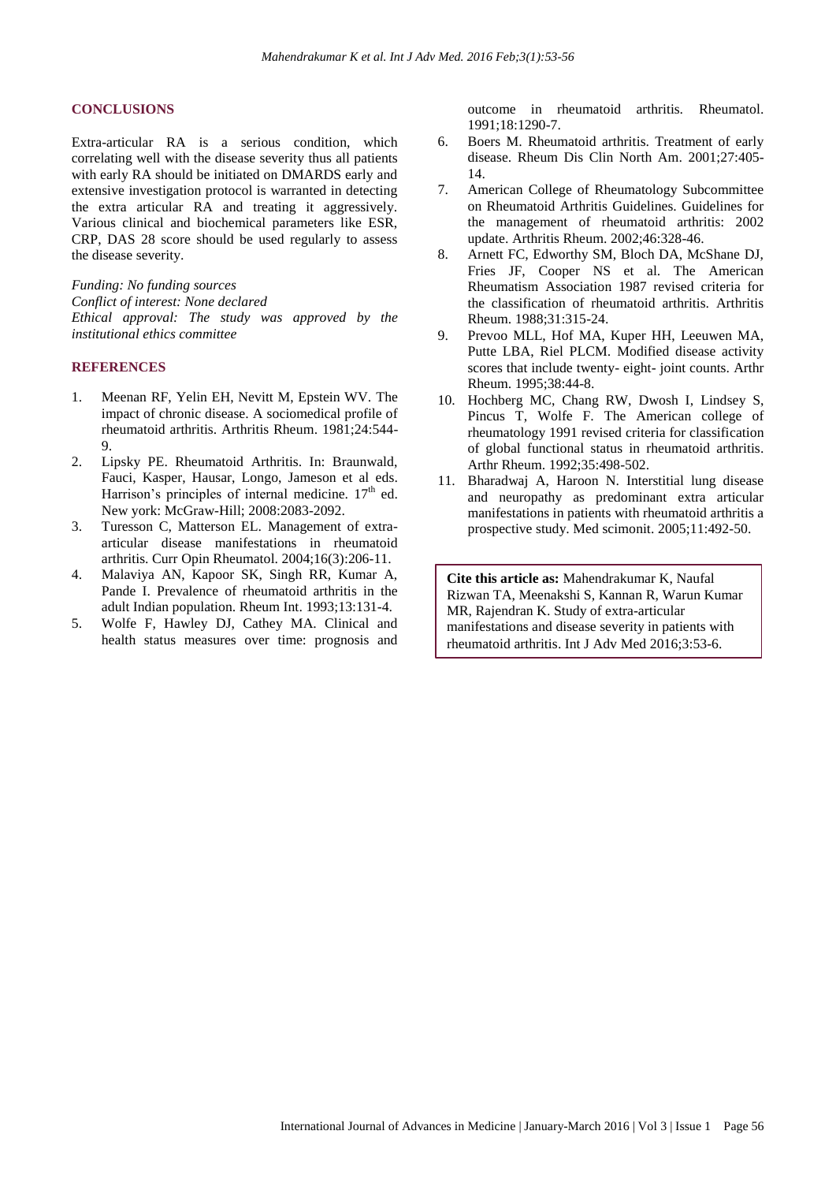## CONCLUSIONS

Extra-articular RA is a serious condition, which correlating well with the disease severity thus all patients with early RA should be initiated on DMARDS early and extensive investigation protocol is warranted in detecting the extra articular RA and treating it aggressively. Various clinical and biochemical parameters like ESR, CRP, DAS 28 score should be used regularly to assess the disease severity.

*Funding: No funding sources*
*Conflict of interest: None declared*
*Ethical approval: The study was approved by the institutional ethics committee*

## REFERENCES

1. Meenan RF, Yelin EH, Nevitt M, Epstein WV. The impact of chronic disease. A sociomedical profile of rheumatoid arthritis. Arthritis Rheum. 1981;24:544-9.
2. Lipsky PE. Rheumatoid Arthritis. In: Braunwald, Fauci, Kasper, Hausar, Longo, Jameson et al eds. Harrison's principles of internal medicine. 17th ed. New york: McGraw-Hill; 2008:2083-2092.
3. Turesson C, Matterson EL. Management of extra-articular disease manifestations in rheumatoid arthritis. Curr Opin Rheumatol. 2004;16(3):206-11.
4. Malaviya AN, Kapoor SK, Singh RR, Kumar A, Pande I. Prevalence of rheumatoid arthritis in the adult Indian population. Rheum Int. 1993;13:131-4.
5. Wolfe F, Hawley DJ, Cathey MA. Clinical and health status measures over time: prognosis and outcome in rheumatoid arthritis. Rheumatol. 1991;18:1290-7.
6. Boers M. Rheumatoid arthritis. Treatment of early disease. Rheum Dis Clin North Am. 2001;27:405-14.
7. American College of Rheumatology Subcommittee on Rheumatoid Arthritis Guidelines. Guidelines for the management of rheumatoid arthritis: 2002 update. Arthritis Rheum. 2002;46:328-46.
8. Arnett FC, Edworthy SM, Bloch DA, McShane DJ, Fries JF, Cooper NS et al. The American Rheumatism Association 1987 revised criteria for the classification of rheumatoid arthritis. Arthritis Rheum. 1988;31:315-24.
9. Prevoo MLL, Hof MA, Kuper HH, Leeuwen MA, Putte LBA, Riel PLCM. Modified disease activity scores that include twenty- eight- joint counts. Arthr Rheum. 1995;38:44-8.
10. Hochberg MC, Chang RW, Dwosh I, Lindsey S, Pincus T, Wolfe F. The American college of rheumatology 1991 revised criteria for classification of global functional status in rheumatoid arthritis. Arthr Rheum. 1992;35:498-502.
11. Bharadwaj A, Haroon N. Interstitial lung disease and neuropathy as predominant extra articular manifestations in patients with rheumatoid arthritis a prospective study. Med scimonit. 2005;11:492-50.

**Cite this article as:** Mahendrakumar K, Naufal Rizwan TA, Meenakshi S, Kannan R, Warun Kumar MR, Rajendran K. Study of extra-articular manifestations and disease severity in patients with rheumatoid arthritis. Int J Adv Med 2016;3:53-6.